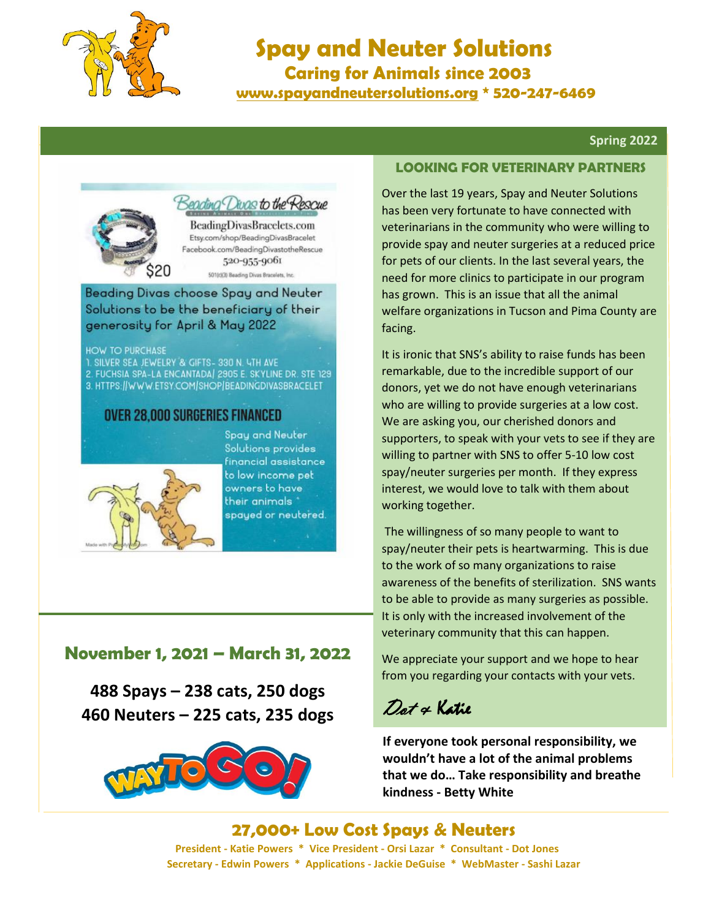# Spay and Neuter Solutions

## Caring for Animals since 2003

**www.spayandneutersolutions.org * 520-247-6469**

**Spring 2022**

Beading Divas to the Rescue

BeadingDivasBracelets.com
Etsy.com/shop/BeadingDivasBracelet
Facebook.com/BeadingDivastotheRescue
520-955-9061
501(c)(3) Beading Divas Bracelets, Inc.

$20

Beading Divas choose Spay and Neuter Solutions to be the beneficiary of their generosity for April & May 2022

HOW TO PURCHASE
1. SILVER SEA JEWELRY & GIFTS- 330 N. 4TH AVE
2. FUCHSIA SPA-LA ENCANTADA| 2905 E. SKYLINE DR. STE 129
3. HTTPS://WWW.ETSY.COM/SHOP/BEADINGDIVASBRACELET

**OVER 28,000 SURGERIES FINANCED**

Spay and Neuter Solutions provides financial assistance to low income pet owners to have their animals spayed or neutered.

## November 1, 2021 – March 31, 2022

**488 Spays – 238 cats, 250 dogs**
**460 Neuters – 225 cats, 235 dogs**

WAY TO GO!

## LOOKING FOR VETERINARY PARTNERS

Over the last 19 years, Spay and Neuter Solutions has been very fortunate to have connected with veterinarians in the community who were willing to provide spay and neuter surgeries at a reduced price for pets of our clients. In the last several years, the need for more clinics to participate in our program has grown. This is an issue that all the animal welfare organizations in Tucson and Pima County are facing.

It is ironic that SNS's ability to raise funds has been remarkable, due to the incredible support of our donors, yet we do not have enough veterinarians who are willing to provide surgeries at a low cost. We are asking you, our cherished donors and supporters, to speak with your vets to see if they are willing to partner with SNS to offer 5-10 low cost spay/neuter surgeries per month. If they express interest, we would love to talk with them about working together.

The willingness of so many people to want to spay/neuter their pets is heartwarming. This is due to the work of so many organizations to raise awareness of the benefits of sterilization. SNS wants to be able to provide as many surgeries as possible. It is only with the increased involvement of the veterinary community that this can happen.

We appreciate your support and we hope to hear from you regarding your contacts with your vets.

*Dot & Katie*

**If everyone took personal responsibility, we wouldn't have a lot of the animal problems that we do… Take responsibility and breathe kindness - Betty White**

## 27,000+ Low Cost Spays & Neuters

**President - Katie Powers * Vice President - Orsi Lazar * Consultant - Dot Jones**
**Secretary - Edwin Powers * Applications - Jackie DeGuise * WebMaster - Sashi Lazar**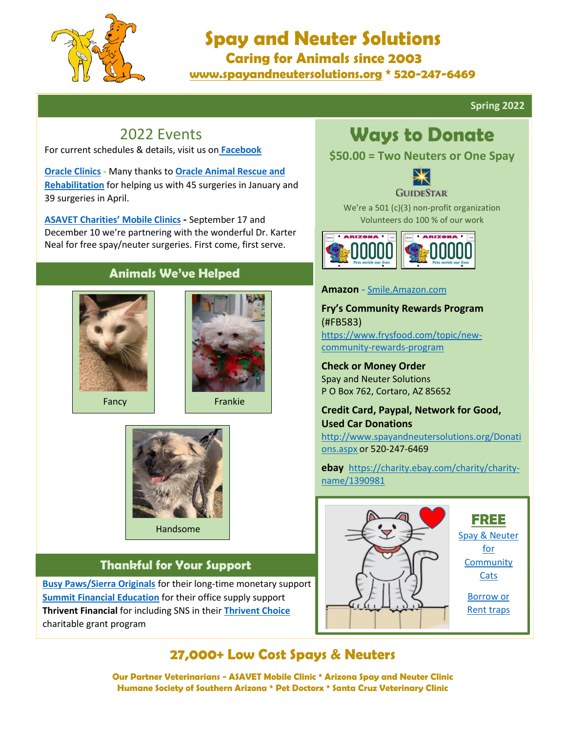# Spay and Neuter Solutions

**Caring for Animals since 2003**

**www.spayandneutersolutions.org * 520-247-6469**

**Spring 2022**

## 2022 Events

For current schedules & details, visit us on **Facebook**

**Oracle Clinics** - Many thanks to **Oracle Animal Rescue and Rehabilitation** for helping us with 45 surgeries in January and 39 surgeries in April.

**ASAVET Charities' Mobile Clinics** - September 17 and December 10 we're partnering with the wonderful Dr. Karter Neal for free spay/neuter surgeries. First come, first serve.

## Animals We've Helped

Fancy

Frankie

Handsome

## Thankful for Your Support

**Busy Paws/Sierra Originals** for their long-time monetary support
**Summit Financial Education** for their office supply support
**Thrivent Financial** for including SNS in their **Thrivent Choice** charitable grant program

## Ways to Donate

**$50.00 = Two Neuters or One Spay**

GUIDESTAR

We're a 501 (c)(3) non-profit organization
Volunteers do 100 % of our work

**Amazon** - Smile.Amazon.com

**Fry's Community Rewards Program** (#FB583)
https://www.frysfood.com/topic/new-community-rewards-program

**Check or Money Order**
Spay and Neuter Solutions
P O Box 762, Cortaro, AZ 85652

**Credit Card, Paypal, Network for Good, Used Car Donations**
http://www.spayandneutersolutions.org/Donations.aspx or 520-247-6469

**ebay** https://charity.ebay.com/charity/charity-name/1390981

**FREE**
Spay & Neuter for Community Cats

Borrow or Rent traps

## 27,000+ Low Cost Spays & Neuters

**Our Partner Veterinarians - ASAVET Mobile Clinic * Arizona Spay and Neuter Clinic**
**Humane Society of Southern Arizona * Pet Doctorx * Santa Cruz Veterinary Clinic**